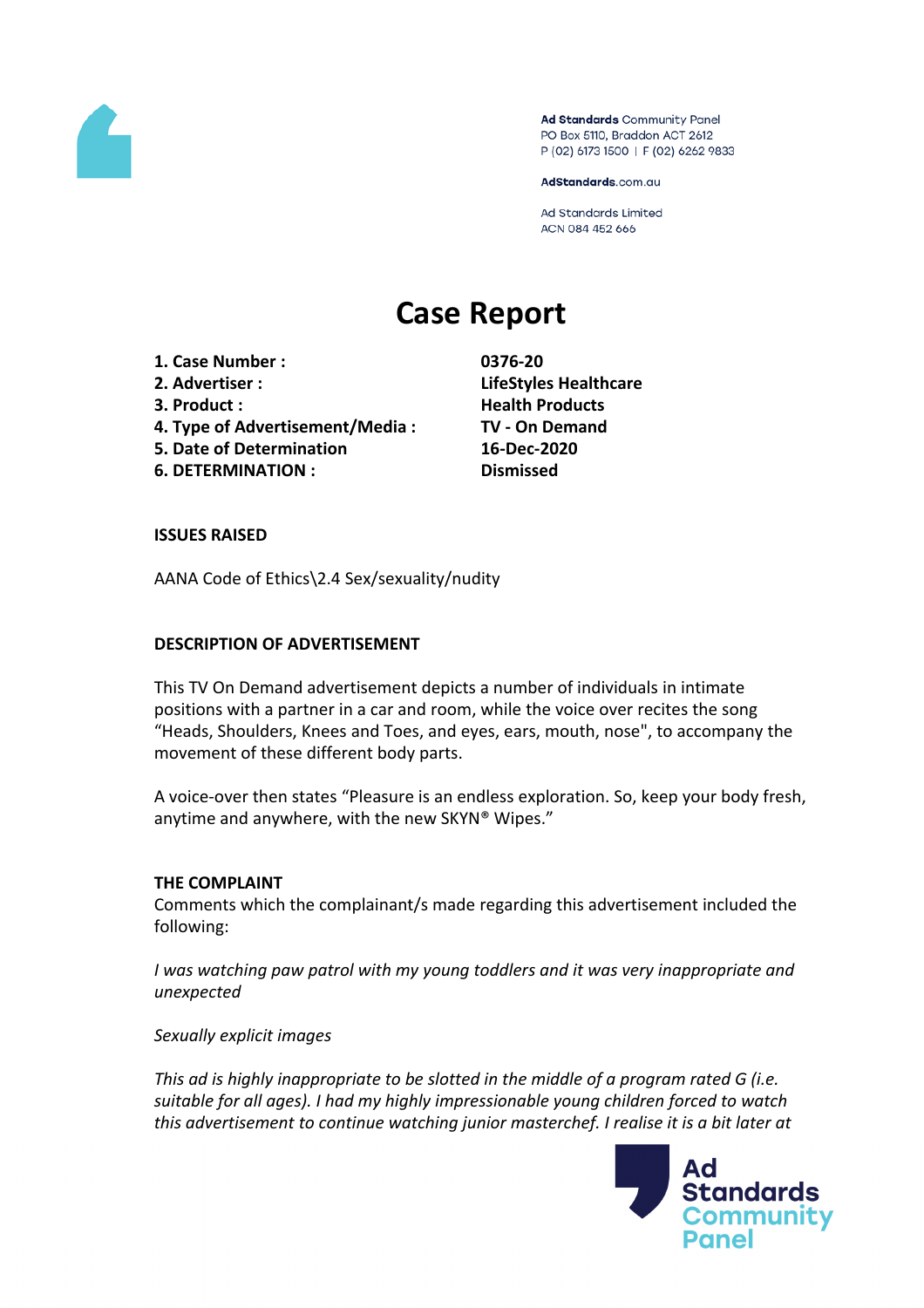Ad Standards Community Panel
PO Box 5110, Braddon ACT 2612
P (02) 6173 1500 | F (02) 6262 9833

AdStandards.com.au

Ad Standards Limited
ACN 084 452 666

# Case Report

| | |
|---|---|
| **1. Case Number :** | **0376-20** |
| **2. Advertiser :** | **LifeStyles Healthcare** |
| **3. Product :** | **Health Products** |
| **4. Type of Advertisement/Media :** | **TV - On Demand** |
| **5. Date of Determination** | **16-Dec-2020** |
| **6. DETERMINATION :** | **Dismissed** |

**ISSUES RAISED**

AANA Code of Ethics\2.4 Sex/sexuality/nudity

**DESCRIPTION OF ADVERTISEMENT**

This TV On Demand advertisement depicts a number of individuals in intimate positions with a partner in a car and room, while the voice over recites the song "Heads, Shoulders, Knees and Toes, and eyes, ears, mouth, nose", to accompany the movement of these different body parts.

A voice-over then states "Pleasure is an endless exploration. So, keep your body fresh, anytime and anywhere, with the new SKYN® Wipes."

**THE COMPLAINT**

Comments which the complainant/s made regarding this advertisement included the following:

*I was watching paw patrol with my young toddlers and it was very inappropriate and unexpected*

*Sexually explicit images*

*This ad is highly inappropriate to be slotted in the middle of a program rated G (i.e. suitable for all ages). I had my highly impressionable young children forced to watch this advertisement to continue watching junior masterchef. I realise it is a bit later at*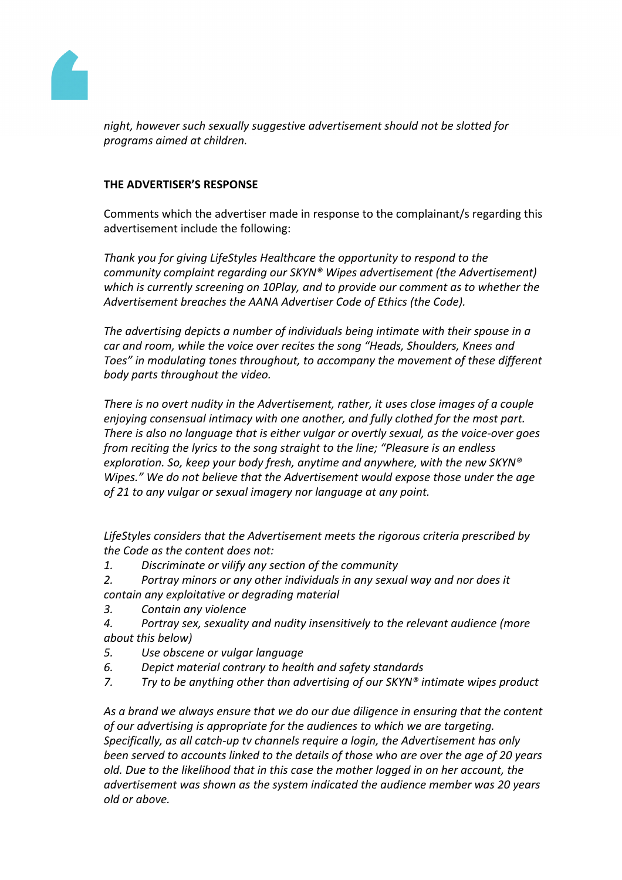*night, however such sexually suggestive advertisement should not be slotted for programs aimed at children.*

**THE ADVERTISER'S RESPONSE**

Comments which the advertiser made in response to the complainant/s regarding this advertisement include the following:

*Thank you for giving LifeStyles Healthcare the opportunity to respond to the community complaint regarding our SKYN® Wipes advertisement (the Advertisement) which is currently screening on 10Play, and to provide our comment as to whether the Advertisement breaches the AANA Advertiser Code of Ethics (the Code).*

*The advertising depicts a number of individuals being intimate with their spouse in a car and room, while the voice over recites the song "Heads, Shoulders, Knees and Toes" in modulating tones throughout, to accompany the movement of these different body parts throughout the video.*

*There is no overt nudity in the Advertisement, rather, it uses close images of a couple enjoying consensual intimacy with one another, and fully clothed for the most part. There is also no language that is either vulgar or overtly sexual, as the voice-over goes from reciting the lyrics to the song straight to the line; "Pleasure is an endless exploration. So, keep your body fresh, anytime and anywhere, with the new SKYN® Wipes." We do not believe that the Advertisement would expose those under the age of 21 to any vulgar or sexual imagery nor language at any point.*

*LifeStyles considers that the Advertisement meets the rigorous criteria prescribed by the Code as the content does not:*

1. *Discriminate or vilify any section of the community*
2. *Portray minors or any other individuals in any sexual way and nor does it contain any exploitative or degrading material*
3. *Contain any violence*
4. *Portray sex, sexuality and nudity insensitively to the relevant audience (more about this below)*
5. *Use obscene or vulgar language*
6. *Depict material contrary to health and safety standards*
7. *Try to be anything other than advertising of our SKYN® intimate wipes product*

*As a brand we always ensure that we do our due diligence in ensuring that the content of our advertising is appropriate for the audiences to which we are targeting. Specifically, as all catch-up tv channels require a login, the Advertisement has only been served to accounts linked to the details of those who are over the age of 20 years old. Due to the likelihood that in this case the mother logged in on her account, the advertisement was shown as the system indicated the audience member was 20 years old or above.*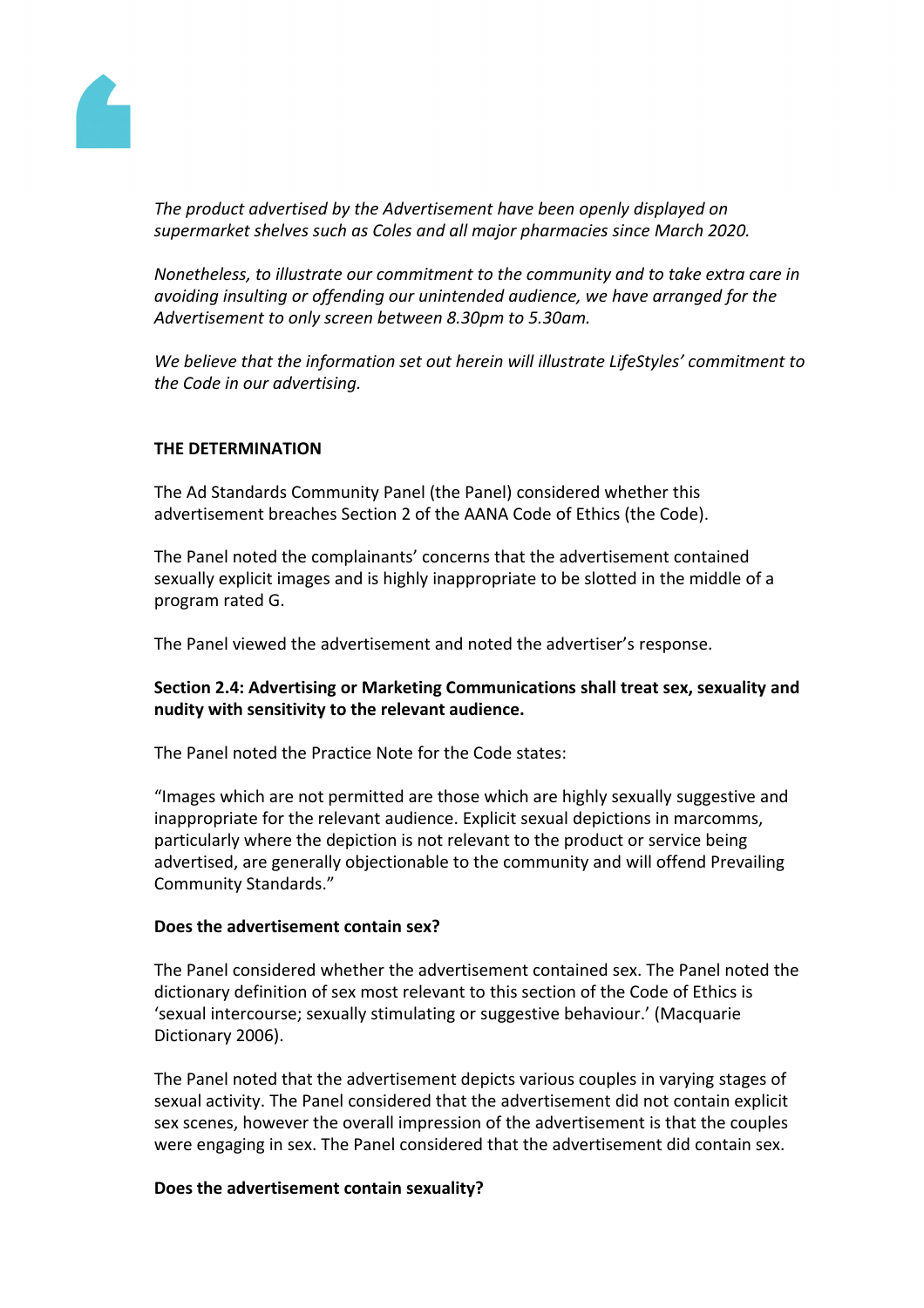*The product advertised by the Advertisement have been openly displayed on supermarket shelves such as Coles and all major pharmacies since March 2020.*

*Nonetheless, to illustrate our commitment to the community and to take extra care in avoiding insulting or offending our unintended audience, we have arranged for the Advertisement to only screen between 8.30pm to 5.30am.*

*We believe that the information set out herein will illustrate LifeStyles' commitment to the Code in our advertising.*

**THE DETERMINATION**

The Ad Standards Community Panel (the Panel) considered whether this advertisement breaches Section 2 of the AANA Code of Ethics (the Code).

The Panel noted the complainants' concerns that the advertisement contained sexually explicit images and is highly inappropriate to be slotted in the middle of a program rated G.

The Panel viewed the advertisement and noted the advertiser's response.

**Section 2.4: Advertising or Marketing Communications shall treat sex, sexuality and nudity with sensitivity to the relevant audience.**

The Panel noted the Practice Note for the Code states:

"Images which are not permitted are those which are highly sexually suggestive and inappropriate for the relevant audience. Explicit sexual depictions in marcomms, particularly where the depiction is not relevant to the product or service being advertised, are generally objectionable to the community and will offend Prevailing Community Standards."

**Does the advertisement contain sex?**

The Panel considered whether the advertisement contained sex. The Panel noted the dictionary definition of sex most relevant to this section of the Code of Ethics is 'sexual intercourse; sexually stimulating or suggestive behaviour.' (Macquarie Dictionary 2006).

The Panel noted that the advertisement depicts various couples in varying stages of sexual activity. The Panel considered that the advertisement did not contain explicit sex scenes, however the overall impression of the advertisement is that the couples were engaging in sex. The Panel considered that the advertisement did contain sex.

**Does the advertisement contain sexuality?**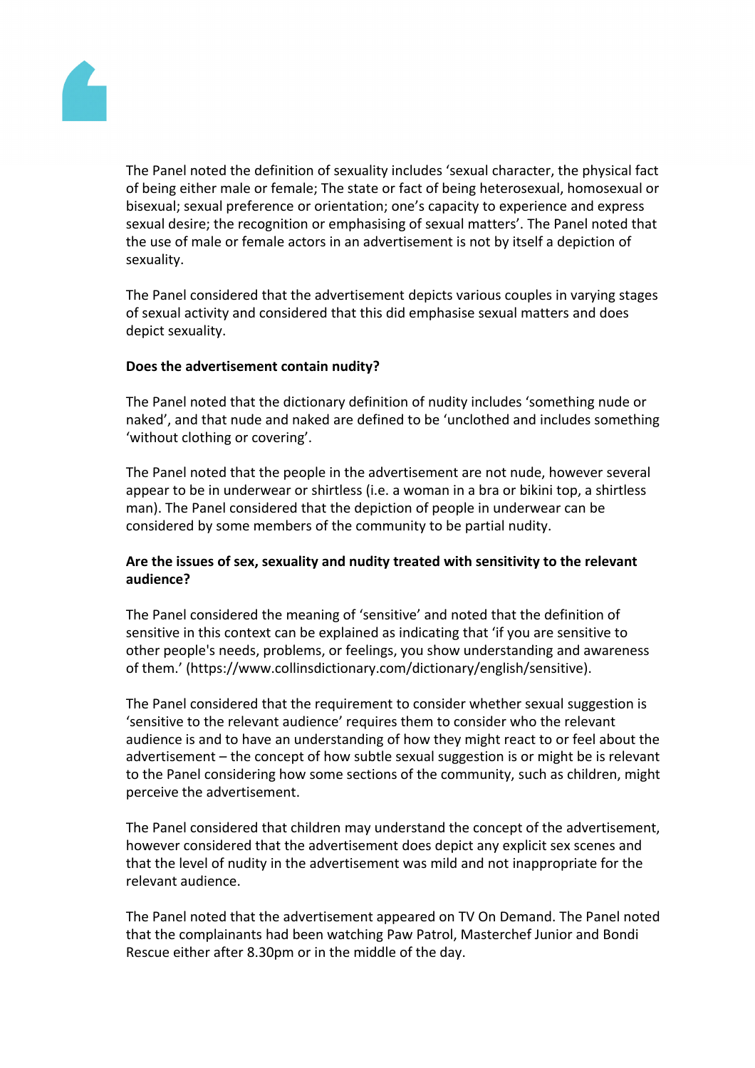The Panel noted the definition of sexuality includes 'sexual character, the physical fact of being either male or female; The state or fact of being heterosexual, homosexual or bisexual; sexual preference or orientation; one's capacity to experience and express sexual desire; the recognition or emphasising of sexual matters'. The Panel noted that the use of male or female actors in an advertisement is not by itself a depiction of sexuality.

The Panel considered that the advertisement depicts various couples in varying stages of sexual activity and considered that this did emphasise sexual matters and does depict sexuality.

**Does the advertisement contain nudity?**

The Panel noted that the dictionary definition of nudity includes 'something nude or naked', and that nude and naked are defined to be 'unclothed and includes something 'without clothing or covering'.

The Panel noted that the people in the advertisement are not nude, however several appear to be in underwear or shirtless (i.e. a woman in a bra or bikini top, a shirtless man). The Panel considered that the depiction of people in underwear can be considered by some members of the community to be partial nudity.

**Are the issues of sex, sexuality and nudity treated with sensitivity to the relevant audience?**

The Panel considered the meaning of 'sensitive' and noted that the definition of sensitive in this context can be explained as indicating that 'if you are sensitive to other people's needs, problems, or feelings, you show understanding and awareness of them.' (https://www.collinsdictionary.com/dictionary/english/sensitive).

The Panel considered that the requirement to consider whether sexual suggestion is 'sensitive to the relevant audience' requires them to consider who the relevant audience is and to have an understanding of how they might react to or feel about the advertisement – the concept of how subtle sexual suggestion is or might be is relevant to the Panel considering how some sections of the community, such as children, might perceive the advertisement.

The Panel considered that children may understand the concept of the advertisement, however considered that the advertisement does depict any explicit sex scenes and that the level of nudity in the advertisement was mild and not inappropriate for the relevant audience.

The Panel noted that the advertisement appeared on TV On Demand. The Panel noted that the complainants had been watching Paw Patrol, Masterchef Junior and Bondi Rescue either after 8.30pm or in the middle of the day.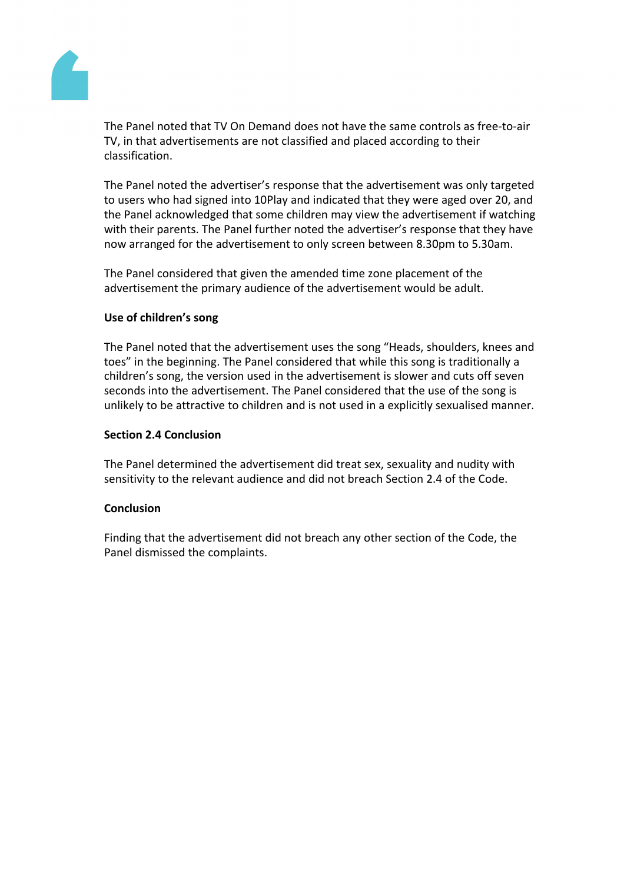The Panel noted that TV On Demand does not have the same controls as free-to-air TV, in that advertisements are not classified and placed according to their classification.

The Panel noted the advertiser's response that the advertisement was only targeted to users who had signed into 10Play and indicated that they were aged over 20, and the Panel acknowledged that some children may view the advertisement if watching with their parents. The Panel further noted the advertiser's response that they have now arranged for the advertisement to only screen between 8.30pm to 5.30am.

The Panel considered that given the amended time zone placement of the advertisement the primary audience of the advertisement would be adult.

**Use of children's song**

The Panel noted that the advertisement uses the song "Heads, shoulders, knees and toes" in the beginning. The Panel considered that while this song is traditionally a children's song, the version used in the advertisement is slower and cuts off seven seconds into the advertisement. The Panel considered that the use of the song is unlikely to be attractive to children and is not used in a explicitly sexualised manner.

**Section 2.4 Conclusion**

The Panel determined the advertisement did treat sex, sexuality and nudity with sensitivity to the relevant audience and did not breach Section 2.4 of the Code.

**Conclusion**

Finding that the advertisement did not breach any other section of the Code, the Panel dismissed the complaints.